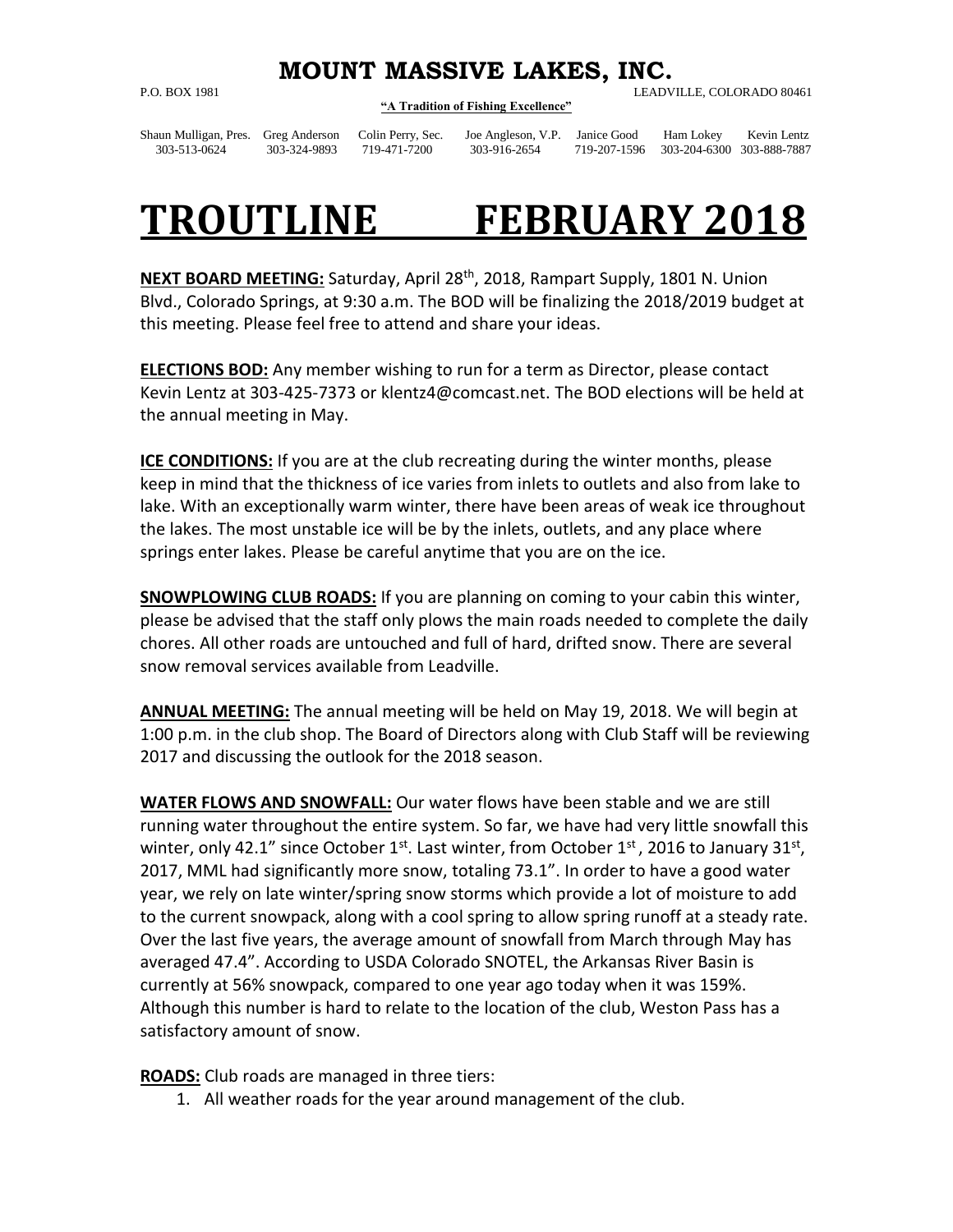# MOUNT MASSIVE LAKES, INC.

P.O. BOX 1981 LEADVILLE, COLORADO 80461

**"A Tradition of Fishing Excellence"**

| Shaun Mulligan, Pres. | Greg Anderson | Colin Perry, Sec. | Joe Angleson, V.P. | Janice Good | Ham Lokey | Kevin Lentz |
|---|---|---|---|---|---|---|
| 303-513-0624 | 303-324-9893 | 719-471-7200 | 303-916-2654 | 719-207-1596 | 303-204-6300 | 303-888-7887 |

# TROUTLINE FEBRUARY 2018

**NEXT BOARD MEETING:** Saturday, April 28th, 2018, Rampart Supply, 1801 N. Union Blvd., Colorado Springs, at 9:30 a.m. The BOD will be finalizing the 2018/2019 budget at this meeting. Please feel free to attend and share your ideas.

**ELECTIONS BOD:** Any member wishing to run for a term as Director, please contact Kevin Lentz at 303-425-7373 or klentz4@comcast.net. The BOD elections will be held at the annual meeting in May.

**ICE CONDITIONS:** If you are at the club recreating during the winter months, please keep in mind that the thickness of ice varies from inlets to outlets and also from lake to lake. With an exceptionally warm winter, there have been areas of weak ice throughout the lakes. The most unstable ice will be by the inlets, outlets, and any place where springs enter lakes. Please be careful anytime that you are on the ice.

**SNOWPLOWING CLUB ROADS:** If you are planning on coming to your cabin this winter, please be advised that the staff only plows the main roads needed to complete the daily chores. All other roads are untouched and full of hard, drifted snow. There are several snow removal services available from Leadville.

**ANNUAL MEETING:** The annual meeting will be held on May 19, 2018. We will begin at 1:00 p.m. in the club shop. The Board of Directors along with Club Staff will be reviewing 2017 and discussing the outlook for the 2018 season.

**WATER FLOWS AND SNOWFALL:** Our water flows have been stable and we are still running water throughout the entire system. So far, we have had very little snowfall this winter, only 42.1" since October 1st. Last winter, from October 1st, 2016 to January 31st, 2017, MML had significantly more snow, totaling 73.1". In order to have a good water year, we rely on late winter/spring snow storms which provide a lot of moisture to add to the current snowpack, along with a cool spring to allow spring runoff at a steady rate. Over the last five years, the average amount of snowfall from March through May has averaged 47.4". According to USDA Colorado SNOTEL, the Arkansas River Basin is currently at 56% snowpack, compared to one year ago today when it was 159%. Although this number is hard to relate to the location of the club, Weston Pass has a satisfactory amount of snow.

**ROADS:** Club roads are managed in three tiers:

1. All weather roads for the year around management of the club.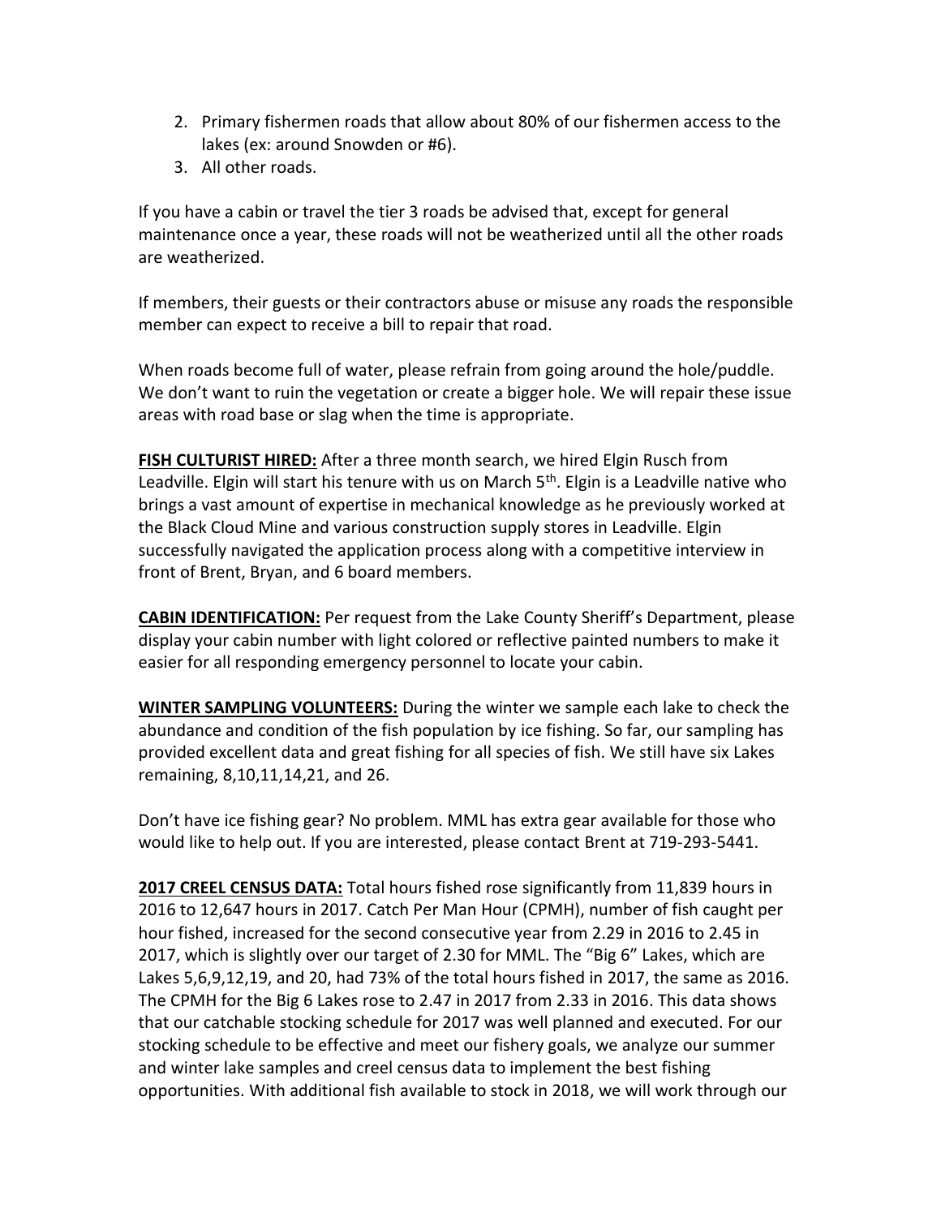2. Primary fishermen roads that allow about 80% of our fishermen access to the lakes (ex: around Snowden or #6).
3. All other roads.

If you have a cabin or travel the tier 3 roads be advised that, except for general maintenance once a year, these roads will not be weatherized until all the other roads are weatherized.

If members, their guests or their contractors abuse or misuse any roads the responsible member can expect to receive a bill to repair that road.

When roads become full of water, please refrain from going around the hole/puddle. We don't want to ruin the vegetation or create a bigger hole. We will repair these issue areas with road base or slag when the time is appropriate.

**FISH CULTURIST HIRED:** After a three month search, we hired Elgin Rusch from Leadville. Elgin will start his tenure with us on March 5th. Elgin is a Leadville native who brings a vast amount of expertise in mechanical knowledge as he previously worked at the Black Cloud Mine and various construction supply stores in Leadville. Elgin successfully navigated the application process along with a competitive interview in front of Brent, Bryan, and 6 board members.

**CABIN IDENTIFICATION:** Per request from the Lake County Sheriff's Department, please display your cabin number with light colored or reflective painted numbers to make it easier for all responding emergency personnel to locate your cabin.

**WINTER SAMPLING VOLUNTEERS:** During the winter we sample each lake to check the abundance and condition of the fish population by ice fishing. So far, our sampling has provided excellent data and great fishing for all species of fish. We still have six Lakes remaining, 8,10,11,14,21, and 26.

Don't have ice fishing gear? No problem. MML has extra gear available for those who would like to help out. If you are interested, please contact Brent at 719-293-5441.

**2017 CREEL CENSUS DATA:** Total hours fished rose significantly from 11,839 hours in 2016 to 12,647 hours in 2017. Catch Per Man Hour (CPMH), number of fish caught per hour fished, increased for the second consecutive year from 2.29 in 2016 to 2.45 in 2017, which is slightly over our target of 2.30 for MML. The "Big 6" Lakes, which are Lakes 5,6,9,12,19, and 20, had 73% of the total hours fished in 2017, the same as 2016. The CPMH for the Big 6 Lakes rose to 2.47 in 2017 from 2.33 in 2016. This data shows that our catchable stocking schedule for 2017 was well planned and executed. For our stocking schedule to be effective and meet our fishery goals, we analyze our summer and winter lake samples and creel census data to implement the best fishing opportunities. With additional fish available to stock in 2018, we will work through our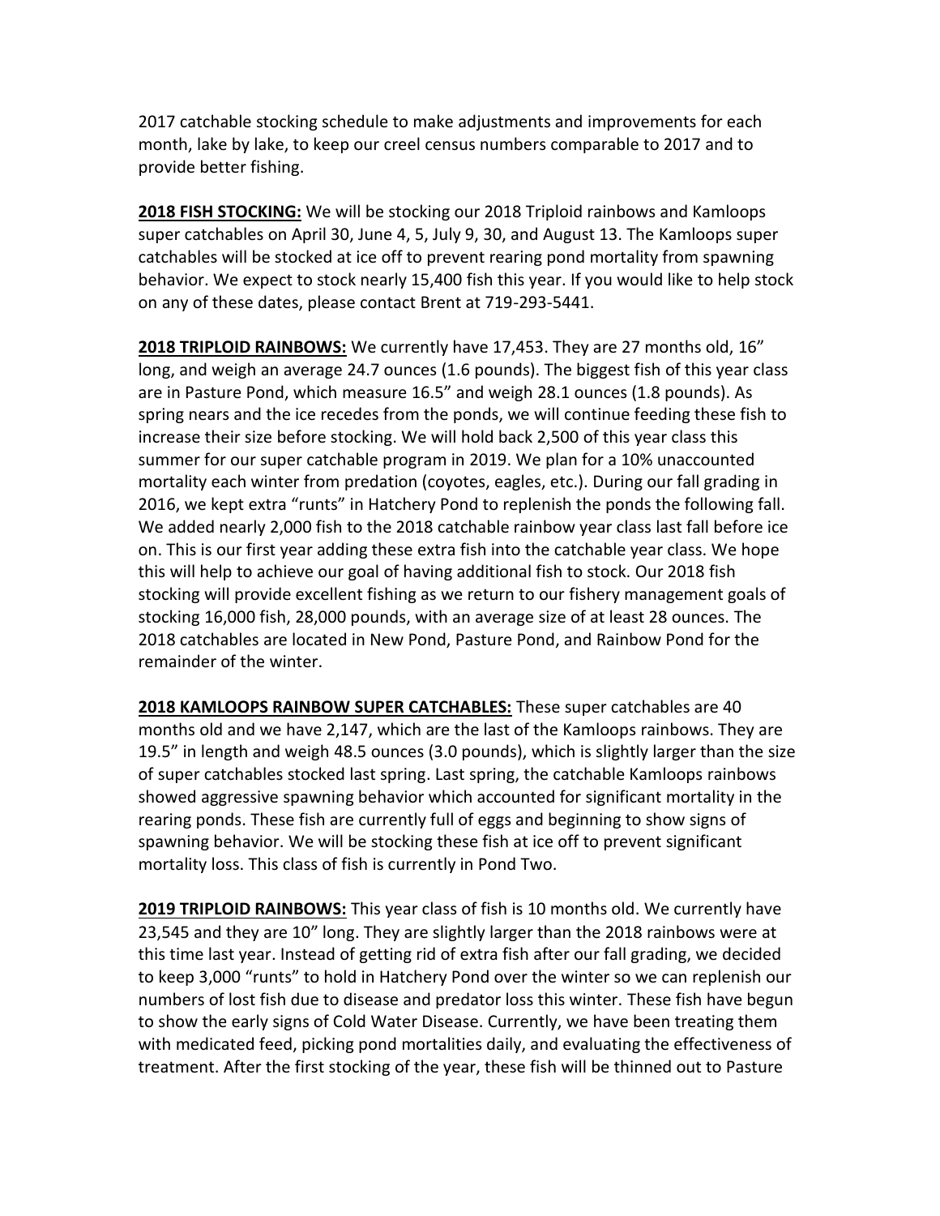2017 catchable stocking schedule to make adjustments and improvements for each month, lake by lake, to keep our creel census numbers comparable to 2017 and to provide better fishing.

**2018 FISH STOCKING:** We will be stocking our 2018 Triploid rainbows and Kamloops super catchables on April 30, June 4, 5, July 9, 30, and August 13. The Kamloops super catchables will be stocked at ice off to prevent rearing pond mortality from spawning behavior. We expect to stock nearly 15,400 fish this year. If you would like to help stock on any of these dates, please contact Brent at 719-293-5441.

**2018 TRIPLOID RAINBOWS:** We currently have 17,453. They are 27 months old, 16" long, and weigh an average 24.7 ounces (1.6 pounds). The biggest fish of this year class are in Pasture Pond, which measure 16.5" and weigh 28.1 ounces (1.8 pounds). As spring nears and the ice recedes from the ponds, we will continue feeding these fish to increase their size before stocking. We will hold back 2,500 of this year class this summer for our super catchable program in 2019. We plan for a 10% unaccounted mortality each winter from predation (coyotes, eagles, etc.). During our fall grading in 2016, we kept extra "runts" in Hatchery Pond to replenish the ponds the following fall. We added nearly 2,000 fish to the 2018 catchable rainbow year class last fall before ice on. This is our first year adding these extra fish into the catchable year class. We hope this will help to achieve our goal of having additional fish to stock. Our 2018 fish stocking will provide excellent fishing as we return to our fishery management goals of stocking 16,000 fish, 28,000 pounds, with an average size of at least 28 ounces. The 2018 catchables are located in New Pond, Pasture Pond, and Rainbow Pond for the remainder of the winter.

**2018 KAMLOOPS RAINBOW SUPER CATCHABLES:** These super catchables are 40 months old and we have 2,147, which are the last of the Kamloops rainbows. They are 19.5" in length and weigh 48.5 ounces (3.0 pounds), which is slightly larger than the size of super catchables stocked last spring. Last spring, the catchable Kamloops rainbows showed aggressive spawning behavior which accounted for significant mortality in the rearing ponds. These fish are currently full of eggs and beginning to show signs of spawning behavior. We will be stocking these fish at ice off to prevent significant mortality loss. This class of fish is currently in Pond Two.

**2019 TRIPLOID RAINBOWS:** This year class of fish is 10 months old. We currently have 23,545 and they are 10" long. They are slightly larger than the 2018 rainbows were at this time last year. Instead of getting rid of extra fish after our fall grading, we decided to keep 3,000 "runts" to hold in Hatchery Pond over the winter so we can replenish our numbers of lost fish due to disease and predator loss this winter. These fish have begun to show the early signs of Cold Water Disease. Currently, we have been treating them with medicated feed, picking pond mortalities daily, and evaluating the effectiveness of treatment. After the first stocking of the year, these fish will be thinned out to Pasture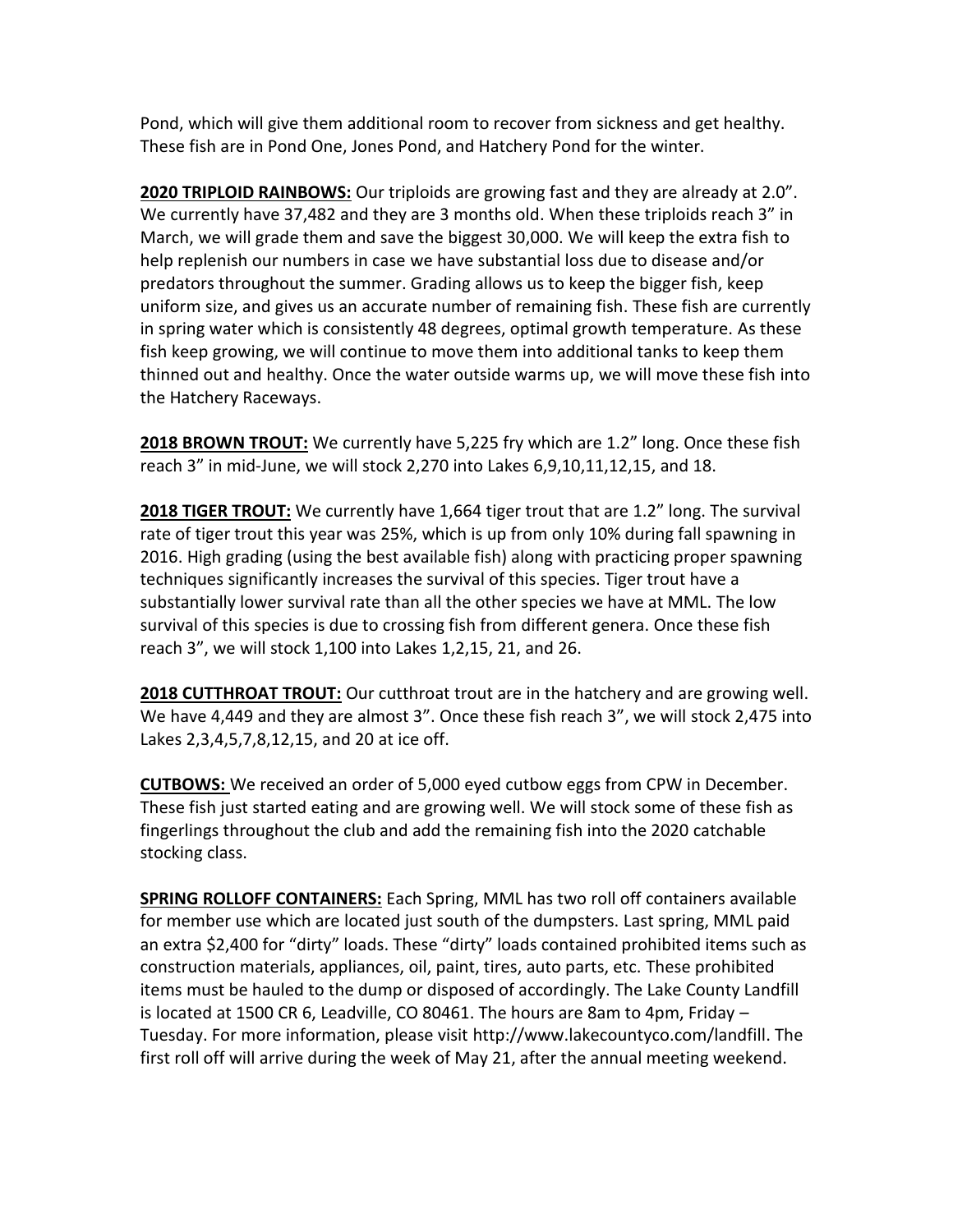Pond, which will give them additional room to recover from sickness and get healthy. These fish are in Pond One, Jones Pond, and Hatchery Pond for the winter.

**2020 TRIPLOID RAINBOWS:** Our triploids are growing fast and they are already at 2.0". We currently have 37,482 and they are 3 months old. When these triploids reach 3" in March, we will grade them and save the biggest 30,000. We will keep the extra fish to help replenish our numbers in case we have substantial loss due to disease and/or predators throughout the summer. Grading allows us to keep the bigger fish, keep uniform size, and gives us an accurate number of remaining fish. These fish are currently in spring water which is consistently 48 degrees, optimal growth temperature. As these fish keep growing, we will continue to move them into additional tanks to keep them thinned out and healthy. Once the water outside warms up, we will move these fish into the Hatchery Raceways.

**2018 BROWN TROUT:** We currently have 5,225 fry which are 1.2" long. Once these fish reach 3" in mid-June, we will stock 2,270 into Lakes 6,9,10,11,12,15, and 18.

**2018 TIGER TROUT:** We currently have 1,664 tiger trout that are 1.2" long. The survival rate of tiger trout this year was 25%, which is up from only 10% during fall spawning in 2016. High grading (using the best available fish) along with practicing proper spawning techniques significantly increases the survival of this species. Tiger trout have a substantially lower survival rate than all the other species we have at MML. The low survival of this species is due to crossing fish from different genera. Once these fish reach 3", we will stock 1,100 into Lakes 1,2,15, 21, and 26.

**2018 CUTTHROAT TROUT:** Our cutthroat trout are in the hatchery and are growing well. We have 4,449 and they are almost 3". Once these fish reach 3", we will stock 2,475 into Lakes 2,3,4,5,7,8,12,15, and 20 at ice off.

**CUTBOWS:** We received an order of 5,000 eyed cutbow eggs from CPW in December. These fish just started eating and are growing well. We will stock some of these fish as fingerlings throughout the club and add the remaining fish into the 2020 catchable stocking class.

**SPRING ROLLOFF CONTAINERS:** Each Spring, MML has two roll off containers available for member use which are located just south of the dumpsters. Last spring, MML paid an extra $2,400 for "dirty" loads. These "dirty" loads contained prohibited items such as construction materials, appliances, oil, paint, tires, auto parts, etc. These prohibited items must be hauled to the dump or disposed of accordingly. The Lake County Landfill is located at 1500 CR 6, Leadville, CO 80461. The hours are 8am to 4pm, Friday – Tuesday. For more information, please visit http://www.lakecountyco.com/landfill. The first roll off will arrive during the week of May 21, after the annual meeting weekend.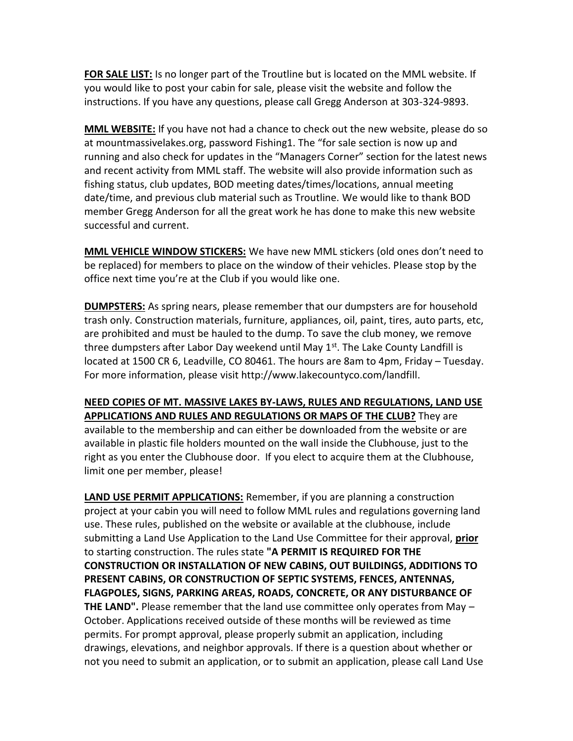**FOR SALE LIST:** Is no longer part of the Troutline but is located on the MML website. If you would like to post your cabin for sale, please visit the website and follow the instructions. If you have any questions, please call Gregg Anderson at 303-324-9893.

**MML WEBSITE:** If you have not had a chance to check out the new website, please do so at mountmassivelakes.org, password Fishing1. The "for sale section is now up and running and also check for updates in the "Managers Corner" section for the latest news and recent activity from MML staff. The website will also provide information such as fishing status, club updates, BOD meeting dates/times/locations, annual meeting date/time, and previous club material such as Troutline. We would like to thank BOD member Gregg Anderson for all the great work he has done to make this new website successful and current.

**MML VEHICLE WINDOW STICKERS:** We have new MML stickers (old ones don't need to be replaced) for members to place on the window of their vehicles. Please stop by the office next time you're at the Club if you would like one.

**DUMPSTERS:** As spring nears, please remember that our dumpsters are for household trash only. Construction materials, furniture, appliances, oil, paint, tires, auto parts, etc, are prohibited and must be hauled to the dump. To save the club money, we remove three dumpsters after Labor Day weekend until May 1st. The Lake County Landfill is located at 1500 CR 6, Leadville, CO 80461. The hours are 8am to 4pm, Friday – Tuesday. For more information, please visit http://www.lakecountyco.com/landfill.

**NEED COPIES OF MT. MASSIVE LAKES BY-LAWS, RULES AND REGULATIONS, LAND USE APPLICATIONS AND RULES AND REGULATIONS OR MAPS OF THE CLUB?** They are available to the membership and can either be downloaded from the website or are available in plastic file holders mounted on the wall inside the Clubhouse, just to the right as you enter the Clubhouse door. If you elect to acquire them at the Clubhouse, limit one per member, please!

**LAND USE PERMIT APPLICATIONS:** Remember, if you are planning a construction project at your cabin you will need to follow MML rules and regulations governing land use. These rules, published on the website or available at the clubhouse, include submitting a Land Use Application to the Land Use Committee for their approval, **prior** to starting construction. The rules state **"A PERMIT IS REQUIRED FOR THE CONSTRUCTION OR INSTALLATION OF NEW CABINS, OUT BUILDINGS, ADDITIONS TO PRESENT CABINS, OR CONSTRUCTION OF SEPTIC SYSTEMS, FENCES, ANTENNAS, FLAGPOLES, SIGNS, PARKING AREAS, ROADS, CONCRETE, OR ANY DISTURBANCE OF THE LAND".** Please remember that the land use committee only operates from May – October. Applications received outside of these months will be reviewed as time permits. For prompt approval, please properly submit an application, including drawings, elevations, and neighbor approvals. If there is a question about whether or not you need to submit an application, or to submit an application, please call Land Use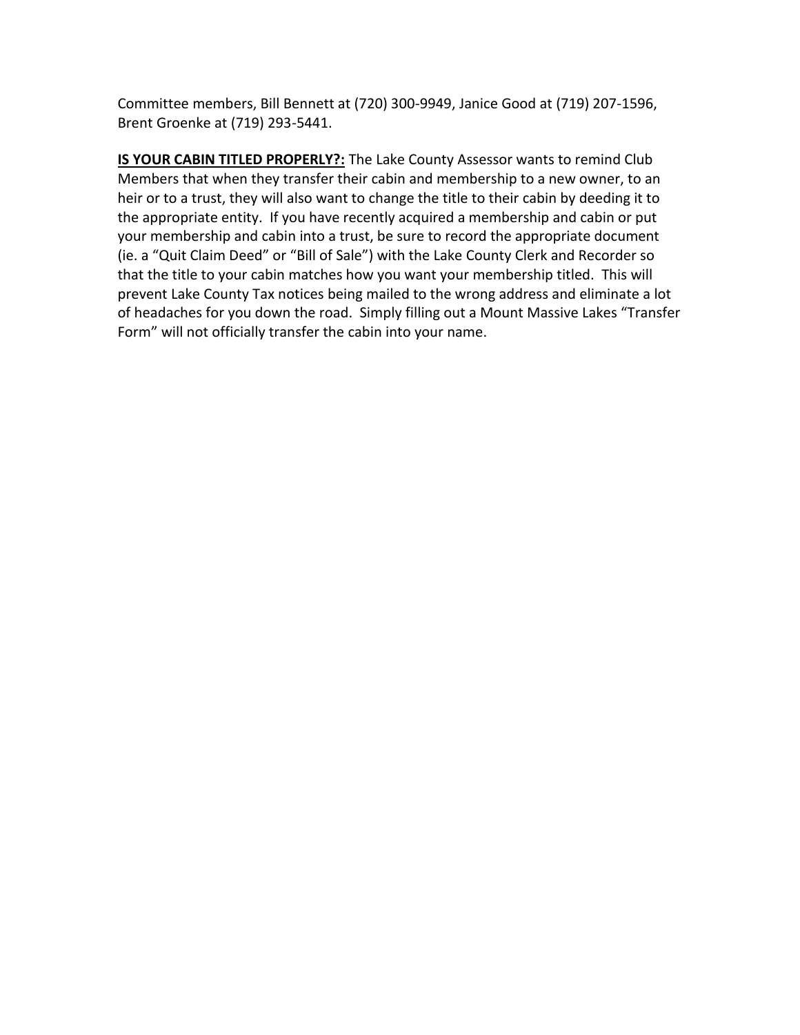Committee members, Bill Bennett at (720) 300-9949, Janice Good at (719) 207-1596, Brent Groenke at (719) 293-5441.

**IS YOUR CABIN TITLED PROPERLY?:** The Lake County Assessor wants to remind Club Members that when they transfer their cabin and membership to a new owner, to an heir or to a trust, they will also want to change the title to their cabin by deeding it to the appropriate entity. If you have recently acquired a membership and cabin or put your membership and cabin into a trust, be sure to record the appropriate document (ie. a "Quit Claim Deed" or "Bill of Sale") with the Lake County Clerk and Recorder so that the title to your cabin matches how you want your membership titled. This will prevent Lake County Tax notices being mailed to the wrong address and eliminate a lot of headaches for you down the road. Simply filling out a Mount Massive Lakes "Transfer Form" will not officially transfer the cabin into your name.